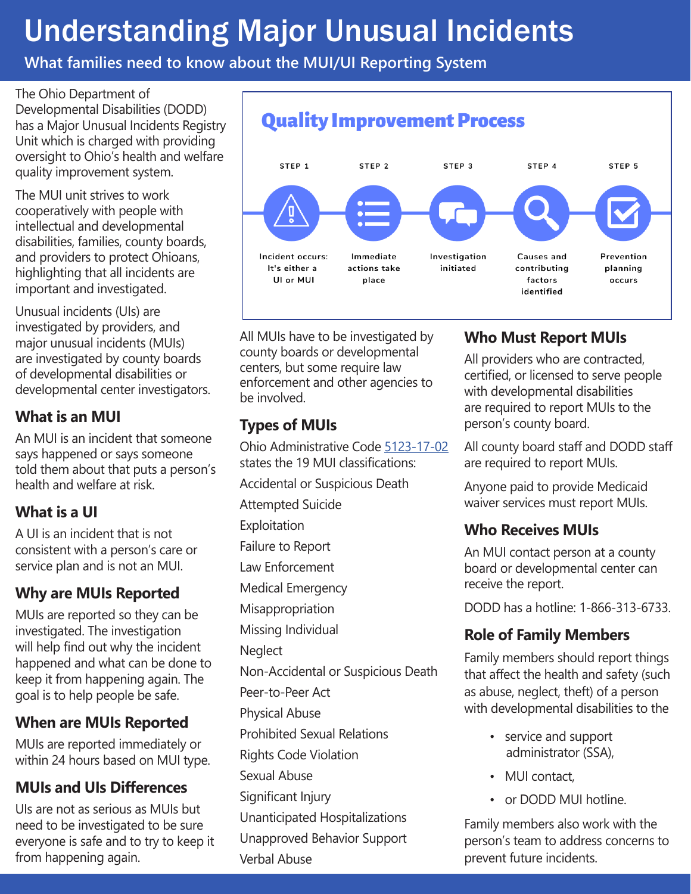# Understanding Major Unusual Incidents

## What families need to know about the MUI/UI Reporting System

The Ohio Department of Developmental Disabilities (DODD) has a Major Unusual Incidents Registry Unit which is charged with providing oversight to Ohio's health and welfare quality improvement system.

The MUI unit strives to work cooperatively with people with intellectual and developmental disabilities, families, county boards, and providers to protect Ohioans, highlighting that all incidents are important and investigated.

Unusual incidents (UIs) are investigated by providers, and major unusual incidents (MUIs) are investigated by county boards of developmental disabilities or developmental center investigators.

### What is an MUI

An MUI is an incident that someone says happened or says someone told them about that puts a person's health and welfare at risk.

### What is a UI

A UI is an incident that is not consistent with a person's care or service plan and is not an MUI.

### Why are MUIs Reported

MUIs are reported so they can be investigated. The investigation will help find out why the incident happened and what can be done to keep it from happening again. The goal is to help people be safe.

### When are MUIs Reported

MUIs are reported immediately or within 24 hours based on MUI type.

### MUIs and UIs Differences

UIs are not as serious as MUIs but need to be investigated to be sure everyone is safe and to try to keep it from happening again.

## Quality Improvement Process

| STEP 1 | STEP 2 | STEP 3 | STEP 4 | STEP 5 |
|---|---|---|---|---|
| Incident occurs: It's either a UI or MUI | Immediate actions take place | Investigation initiated | Causes and contributing factors identified | Prevention planning occurs |

All MUIs have to be investigated by county boards or developmental centers, but some require law enforcement and other agencies to be involved.

### Types of MUIs

Ohio Administrative Code 5123-17-02 states the 19 MUI classifications:

- Accidental or Suspicious Death
- Attempted Suicide
- Exploitation
- Failure to Report
- Law Enforcement
- Medical Emergency
- Misappropriation
- Missing Individual
- Neglect
- Non-Accidental or Suspicious Death
- Peer-to-Peer Act
- Physical Abuse
- Prohibited Sexual Relations
- Rights Code Violation
- Sexual Abuse
- Significant Injury
- Unanticipated Hospitalizations
- Unapproved Behavior Support
- Verbal Abuse

### Who Must Report MUIs

All providers who are contracted, certified, or licensed to serve people with developmental disabilities are required to report MUIs to the person's county board.

All county board staff and DODD staff are required to report MUIs.

Anyone paid to provide Medicaid waiver services must report MUIs.

### Who Receives MUIs

An MUI contact person at a county board or developmental center can receive the report.

DODD has a hotline: 1-866-313-6733.

### Role of Family Members

Family members should report things that affect the health and safety (such as abuse, neglect, theft) of a person with developmental disabilities to the

- service and support administrator (SSA),
- MUI contact,
- or DODD MUI hotline.

Family members also work with the person's team to address concerns to prevent future incidents.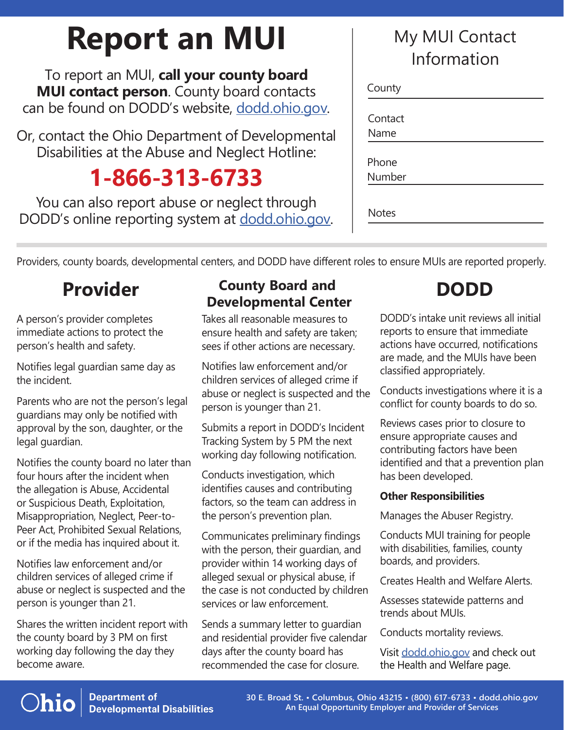# Report an MUI

To report an MUI, **call your county board MUI contact person**. County board contacts can be found on DODD's website, dodd.ohio.gov.

Or, contact the Ohio Department of Developmental Disabilities at the Abuse and Neglect Hotline:

## 1-866-313-6733

You can also report abuse or neglect through DODD's online reporting system at dodd.ohio.gov.

## My MUI Contact Information

County ______________________

Contact Name ______________________

Phone Number ______________________

Notes ______________________

Providers, county boards, developmental centers, and DODD have different roles to ensure MUIs are reported properly.

## Provider

A person's provider completes immediate actions to protect the person's health and safety.

Notifies legal guardian same day as the incident.

Parents who are not the person's legal guardians may only be notified with approval by the son, daughter, or the legal guardian.

Notifies the county board no later than four hours after the incident when the allegation is Abuse, Accidental or Suspicious Death, Exploitation, Misappropriation, Neglect, Peer-to-Peer Act, Prohibited Sexual Relations, or if the media has inquired about it.

Notifies law enforcement and/or children services of alleged crime if abuse or neglect is suspected and the person is younger than 21.

Shares the written incident report with the county board by 3 PM on first working day following the day they become aware.

## County Board and Developmental Center

Takes all reasonable measures to ensure health and safety are taken; sees if other actions are necessary.

Notifies law enforcement and/or children services of alleged crime if abuse or neglect is suspected and the person is younger than 21.

Submits a report in DODD's Incident Tracking System by 5 PM the next working day following notification.

Conducts investigation, which identifies causes and contributing factors, so the team can address in the person's prevention plan.

Communicates preliminary findings with the person, their guardian, and provider within 14 working days of alleged sexual or physical abuse, if the case is not conducted by children services or law enforcement.

Sends a summary letter to guardian and residential provider five calendar days after the county board has recommended the case for closure.

## DODD

DODD's intake unit reviews all initial reports to ensure that immediate actions have occurred, notifications are made, and the MUIs have been classified appropriately.

Conducts investigations where it is a conflict for county boards to do so.

Reviews cases prior to closure to ensure appropriate causes and contributing factors have been identified and that a prevention plan has been developed.

**Other Responsibilities**

Manages the Abuser Registry.

Conducts MUI training for people with disabilities, families, county boards, and providers.

Creates Health and Welfare Alerts.

Assesses statewide patterns and trends about MUIs.

Conducts mortality reviews.

Visit dodd.ohio.gov and check out the Health and Welfare page.

Ohio | Department of Developmental Disabilities

30 E. Broad St. • Columbus, Ohio 43215 • (800) 617-6733 • dodd.ohio.gov
An Equal Opportunity Employer and Provider of Services